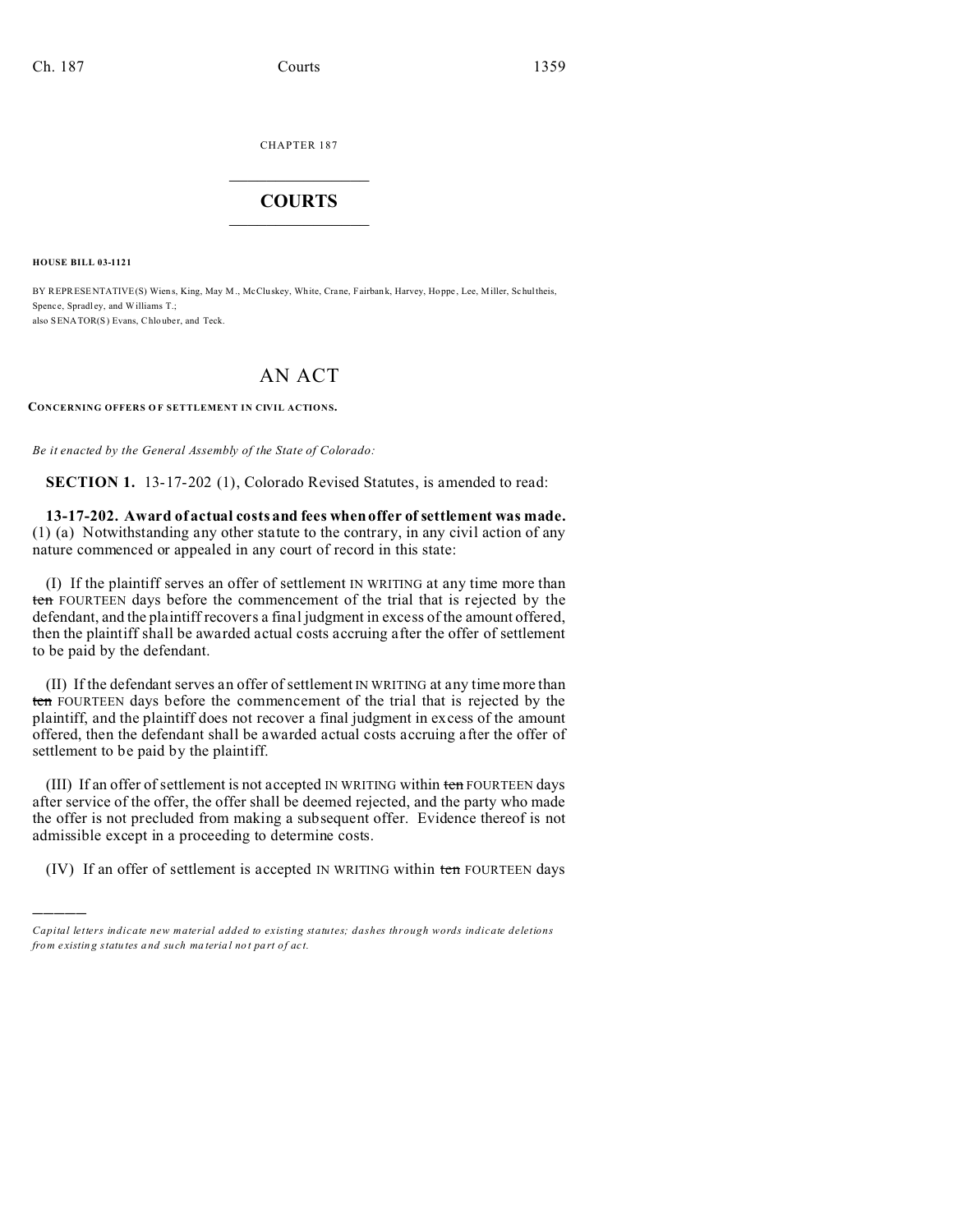CHAPTER 187

# COURTS

**HOUSE BILL 03-1121**

BY REPRESENTATIVE(S) Wiens, King, May M., McCluskey, White, Crane, Fairbank, Harvey, Hoppe, Lee, Miller, Schultheis, Spence, Spradley, and Williams T.;
also SENATOR(S) Evans, Chlouber, and Teck.

# AN ACT

**CONCERNING OFFERS OF SETTLEMENT IN CIVIL ACTIONS.**

*Be it enacted by the General Assembly of the State of Colorado:*

**SECTION 1.** 13-17-202 (1), Colorado Revised Statutes, is amended to read:

**13-17-202. Award of actual costs and fees when offer of settlement was made.** (1) (a) Notwithstanding any other statute to the contrary, in any civil action of any nature commenced or appealed in any court of record in this state:

(I) If the plaintiff serves an offer of settlement IN WRITING at any time more than ~~ten~~ FOURTEEN days before the commencement of the trial that is rejected by the defendant, and the plaintiff recovers a final judgment in excess of the amount offered, then the plaintiff shall be awarded actual costs accruing after the offer of settlement to be paid by the defendant.

(II) If the defendant serves an offer of settlement IN WRITING at any time more than ~~ten~~ FOURTEEN days before the commencement of the trial that is rejected by the plaintiff, and the plaintiff does not recover a final judgment in excess of the amount offered, then the defendant shall be awarded actual costs accruing after the offer of settlement to be paid by the plaintiff.

(III) If an offer of settlement is not accepted IN WRITING within ~~ten~~ FOURTEEN days after service of the offer, the offer shall be deemed rejected, and the party who made the offer is not precluded from making a subsequent offer. Evidence thereof is not admissible except in a proceeding to determine costs.

(IV) If an offer of settlement is accepted IN WRITING within ~~ten~~ FOURTEEN days

---

*Capital letters indicate new material added to existing statutes; dashes through words indicate deletions from existing statutes and such material not part of act.*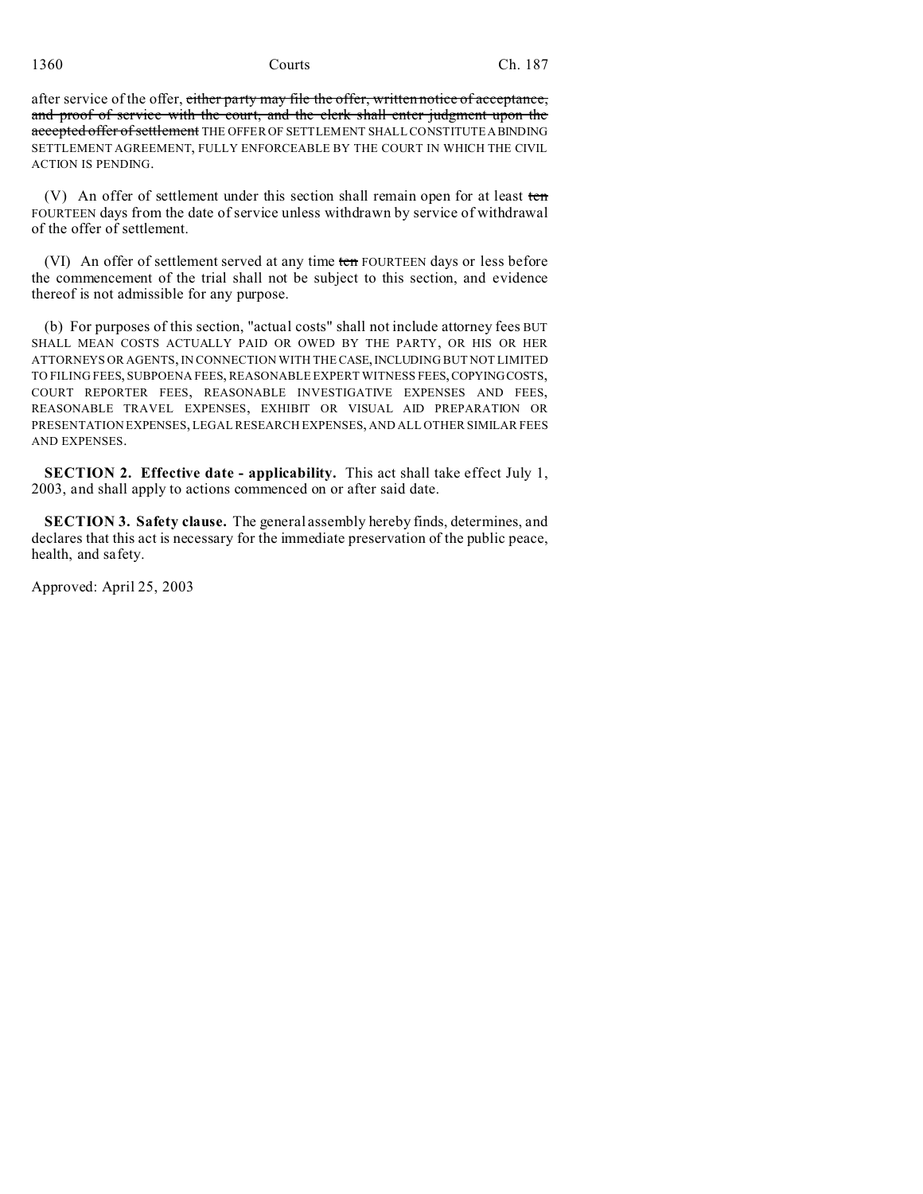after service of the offer, ~~either party may file the offer, written notice of acceptance, and proof of service with the court, and the clerk shall enter judgment upon the accepted offer of settlement~~ THE OFFER OF SETTLEMENT SHALL CONSTITUTE A BINDING SETTLEMENT AGREEMENT, FULLY ENFORCEABLE BY THE COURT IN WHICH THE CIVIL ACTION IS PENDING.

(V) An offer of settlement under this section shall remain open for at least ~~ten~~ FOURTEEN days from the date of service unless withdrawn by service of withdrawal of the offer of settlement.

(VI) An offer of settlement served at any time ~~ten~~ FOURTEEN days or less before the commencement of the trial shall not be subject to this section, and evidence thereof is not admissible for any purpose.

(b) For purposes of this section, "actual costs" shall not include attorney fees BUT SHALL MEAN COSTS ACTUALLY PAID OR OWED BY THE PARTY, OR HIS OR HER ATTORNEYS OR AGENTS, IN CONNECTION WITH THE CASE, INCLUDING BUT NOT LIMITED TO FILING FEES, SUBPOENA FEES, REASONABLE EXPERT WITNESS FEES, COPYING COSTS, COURT REPORTER FEES, REASONABLE INVESTIGATIVE EXPENSES AND FEES, REASONABLE TRAVEL EXPENSES, EXHIBIT OR VISUAL AID PREPARATION OR PRESENTATION EXPENSES, LEGAL RESEARCH EXPENSES, AND ALL OTHER SIMILAR FEES AND EXPENSES.

**SECTION 2. Effective date - applicability.** This act shall take effect July 1, 2003, and shall apply to actions commenced on or after said date.

**SECTION 3. Safety clause.** The general assembly hereby finds, determines, and declares that this act is necessary for the immediate preservation of the public peace, health, and safety.

Approved: April 25, 2003